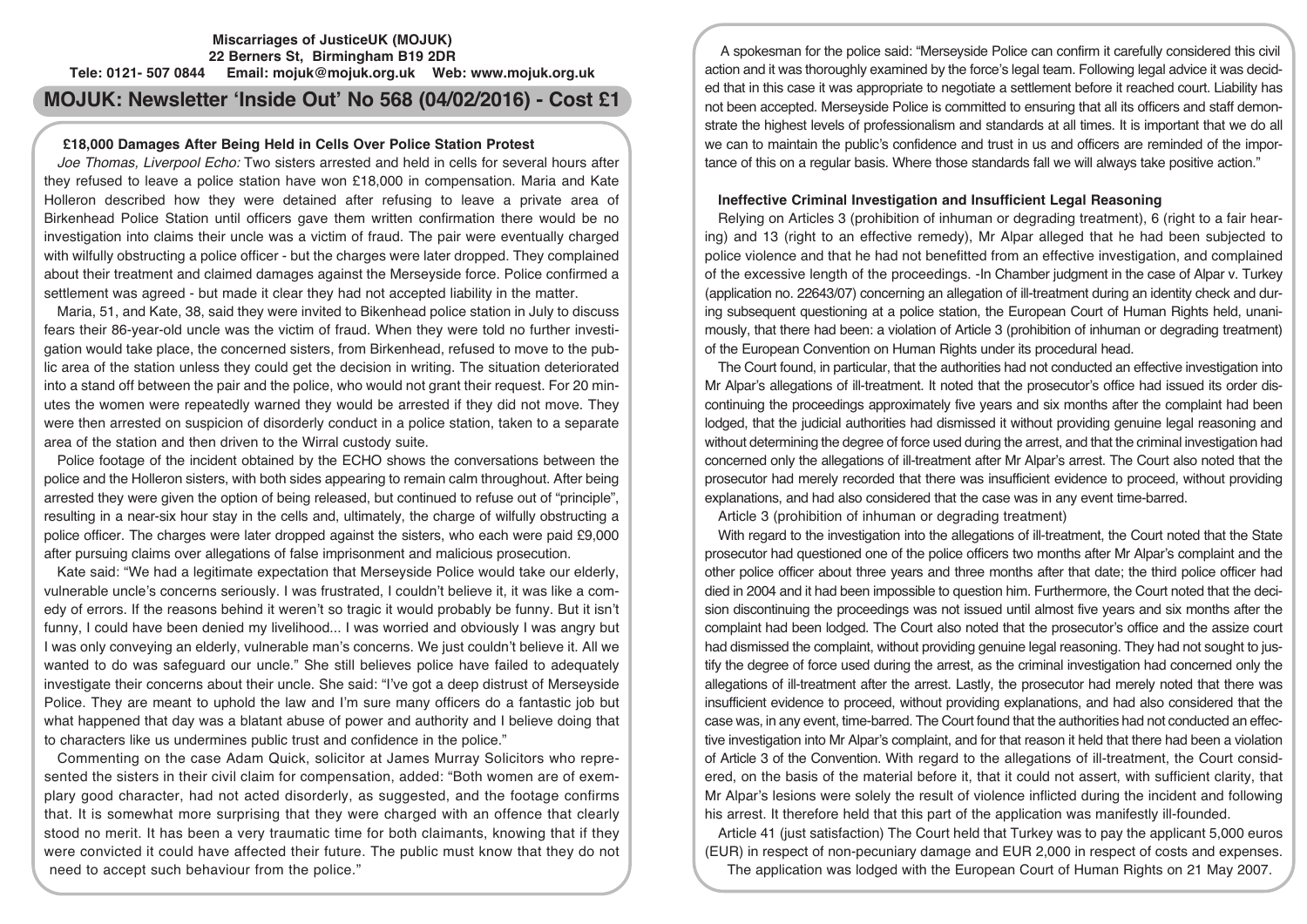**Miscarriages of JusticeUK (MOJUK)**
**22 Berners St, Birmingham B19 2DR**
**Tele: 0121- 507 0844 Email: mojuk@mojuk.org.uk Web: www.mojuk.org.uk**

# MOJUK: Newsletter 'Inside Out' No 568 (04/02/2016) - Cost £1

## £18,000 Damages After Being Held in Cells Over Police Station Protest

*Joe Thomas, Liverpool Echo:* Two sisters arrested and held in cells for several hours after they refused to leave a police station have won £18,000 in compensation. Maria and Kate Holleron described how they were detained after refusing to leave a private area of Birkenhead Police Station until officers gave them written confirmation there would be no investigation into claims their uncle was a victim of fraud. The pair were eventually charged with wilfully obstructing a police officer - but the charges were later dropped. They complained about their treatment and claimed damages against the Merseyside force. Police confirmed a settlement was agreed - but made it clear they had not accepted liability in the matter.

Maria, 51, and Kate, 38, said they were invited to Bikenhead police station in July to discuss fears their 86-year-old uncle was the victim of fraud. When they were told no further investigation would take place, the concerned sisters, from Birkenhead, refused to move to the public area of the station unless they could get the decision in writing. The situation deteriorated into a stand off between the pair and the police, who would not grant their request. For 20 minutes the women were repeatedly warned they would be arrested if they did not move. They were then arrested on suspicion of disorderly conduct in a police station, taken to a separate area of the station and then driven to the Wirral custody suite.

Police footage of the incident obtained by the ECHO shows the conversations between the police and the Holleron sisters, with both sides appearing to remain calm throughout. After being arrested they were given the option of being released, but continued to refuse out of "principle", resulting in a near-six hour stay in the cells and, ultimately, the charge of wilfully obstructing a police officer. The charges were later dropped against the sisters, who each were paid £9,000 after pursuing claims over allegations of false imprisonment and malicious prosecution.

Kate said: "We had a legitimate expectation that Merseyside Police would take our elderly, vulnerable uncle's concerns seriously. I was frustrated, I couldn't believe it, it was like a comedy of errors. If the reasons behind it weren't so tragic it would probably be funny. But it isn't funny, I could have been denied my livelihood... I was worried and obviously I was angry but I was only conveying an elderly, vulnerable man's concerns. We just couldn't believe it. All we wanted to do was safeguard our uncle." She still believes police have failed to adequately investigate their concerns about their uncle. She said: "I've got a deep distrust of Merseyside Police. They are meant to uphold the law and I'm sure many officers do a fantastic job but what happened that day was a blatant abuse of power and authority and I believe doing that to characters like us undermines public trust and confidence in the police."

Commenting on the case Adam Quick, solicitor at James Murray Solicitors who represented the sisters in their civil claim for compensation, added: "Both women are of exemplary good character, had not acted disorderly, as suggested, and the footage confirms that. It is somewhat more surprising that they were charged with an offence that clearly stood no merit. It has been a very traumatic time for both claimants, knowing that if they were convicted it could have affected their future. The public must know that they do not need to accept such behaviour from the police."

A spokesman for the police said: "Merseyside Police can confirm it carefully considered this civil action and it was thoroughly examined by the force's legal team. Following legal advice it was decided that in this case it was appropriate to negotiate a settlement before it reached court. Liability has not been accepted. Merseyside Police is committed to ensuring that all its officers and staff demonstrate the highest levels of professionalism and standards at all times. It is important that we do all we can to maintain the public's confidence and trust in us and officers are reminded of the importance of this on a regular basis. Where those standards fall we will always take positive action."

## Ineffective Criminal Investigation and Insufficient Legal Reasoning

Relying on Articles 3 (prohibition of inhuman or degrading treatment), 6 (right to a fair hearing) and 13 (right to an effective remedy), Mr Alpar alleged that he had been subjected to police violence and that he had not benefitted from an effective investigation, and complained of the excessive length of the proceedings. -In Chamber judgment in the case of Alpar v. Turkey (application no. 22643/07) concerning an allegation of ill-treatment during an identity check and during subsequent questioning at a police station, the European Court of Human Rights held, unanimously, that there had been: a violation of Article 3 (prohibition of inhuman or degrading treatment) of the European Convention on Human Rights under its procedural head.

The Court found, in particular, that the authorities had not conducted an effective investigation into Mr Alpar's allegations of ill-treatment. It noted that the prosecutor's office had issued its order discontinuing the proceedings approximately five years and six months after the complaint had been lodged, that the judicial authorities had dismissed it without providing genuine legal reasoning and without determining the degree of force used during the arrest, and that the criminal investigation had concerned only the allegations of ill-treatment after Mr Alpar's arrest. The Court also noted that the prosecutor had merely recorded that there was insufficient evidence to proceed, without providing explanations, and had also considered that the case was in any event time-barred.

Article 3 (prohibition of inhuman or degrading treatment)

With regard to the investigation into the allegations of ill-treatment, the Court noted that the State prosecutor had questioned one of the police officers two months after Mr Alpar's complaint and the other police officer about three years and three months after that date; the third police officer had died in 2004 and it had been impossible to question him. Furthermore, the Court noted that the decision discontinuing the proceedings was not issued until almost five years and six months after the complaint had been lodged. The Court also noted that the prosecutor's office and the assize court had dismissed the complaint, without providing genuine legal reasoning. They had not sought to justify the degree of force used during the arrest, as the criminal investigation had concerned only the allegations of ill-treatment after the arrest. Lastly, the prosecutor had merely noted that there was insufficient evidence to proceed, without providing explanations, and had also considered that the case was, in any event, time-barred. The Court found that the authorities had not conducted an effective investigation into Mr Alpar's complaint, and for that reason it held that there had been a violation of Article 3 of the Convention. With regard to the allegations of ill-treatment, the Court considered, on the basis of the material before it, that it could not assert, with sufficient clarity, that Mr Alpar's lesions were solely the result of violence inflicted during the incident and following his arrest. It therefore held that this part of the application was manifestly ill-founded.

Article 41 (just satisfaction) The Court held that Turkey was to pay the applicant 5,000 euros (EUR) in respect of non-pecuniary damage and EUR 2,000 in respect of costs and expenses.

The application was lodged with the European Court of Human Rights on 21 May 2007.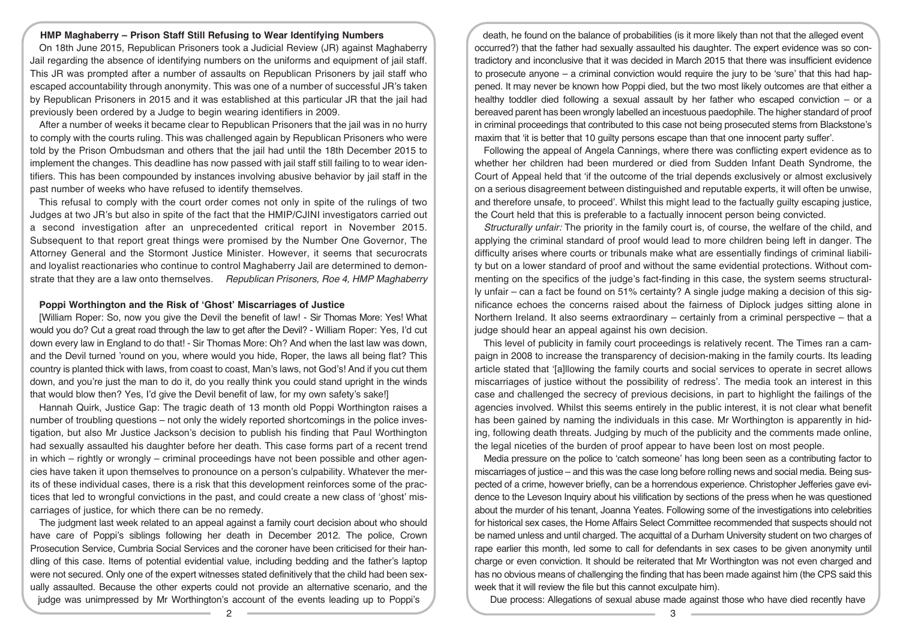### HMP Maghaberry – Prison Staff Still Refusing to Wear Identifying Numbers

On 18th June 2015, Republican Prisoners took a Judicial Review (JR) against Maghaberry Jail regarding the absence of identifying numbers on the uniforms and equipment of jail staff. This JR was prompted after a number of assaults on Republican Prisoners by jail staff who escaped accountability through anonymity. This was one of a number of successful JR's taken by Republican Prisoners in 2015 and it was established at this particular JR that the jail had previously been ordered by a Judge to begin wearing identifiers in 2009.

After a number of weeks it became clear to Republican Prisoners that the jail was in no hurry to comply with the courts ruling. This was challenged again by Republican Prisoners who were told by the Prison Ombudsman and others that the jail had until the 18th December 2015 to implement the changes. This deadline has now passed with jail staff still failing to to wear identifiers. This has been compounded by instances involving abusive behavior by jail staff in the past number of weeks who have refused to identify themselves.

This refusal to comply with the court order comes not only in spite of the rulings of two Judges at two JR's but also in spite of the fact that the HMIP/CJINI investigators carried out a second investigation after an unprecedented critical report in November 2015. Subsequent to that report great things were promised by the Number One Governor, The Attorney General and the Stormont Justice Minister. However, it seems that securocrats and loyalist reactionaries who continue to control Maghaberry Jail are determined to demonstrate that they are a law onto themselves. *Republican Prisoners, Roe 4, HMP Maghaberry*

### Poppi Worthington and the Risk of 'Ghost' Miscarriages of Justice

[William Roper: So, now you give the Devil the benefit of law! - Sir Thomas More: Yes! What would you do? Cut a great road through the law to get after the Devil? - William Roper: Yes, I'd cut down every law in England to do that! - Sir Thomas More: Oh? And when the last law was down, and the Devil turned 'round on you, where would you hide, Roper, the laws all being flat? This country is planted thick with laws, from coast to coast, Man's laws, not God's! And if you cut them down, and you're just the man to do it, do you really think you could stand upright in the winds that would blow then? Yes, I'd give the Devil benefit of law, for my own safety's sake!]

Hannah Quirk, Justice Gap: The tragic death of 13 month old Poppi Worthington raises a number of troubling questions – not only the widely reported shortcomings in the police investigation, but also Mr Justice Jackson's decision to publish his finding that Paul Worthington had sexually assaulted his daughter before her death. This case forms part of a recent trend in which – rightly or wrongly – criminal proceedings have not been possible and other agencies have taken it upon themselves to pronounce on a person's culpability. Whatever the merits of these individual cases, there is a risk that this development reinforces some of the practices that led to wrongful convictions in the past, and could create a new class of 'ghost' miscarriages of justice, for which there can be no remedy.

The judgment last week related to an appeal against a family court decision about who should have care of Poppi's siblings following her death in December 2012. The police, Crown Prosecution Service, Cumbria Social Services and the coroner have been criticised for their handling of this case. Items of potential evidential value, including bedding and the father's laptop were not secured. Only one of the expert witnesses stated definitively that the child had been sexually assaulted. Because the other experts could not provide an alternative scenario, and the judge was unimpressed by Mr Worthington's account of the events leading up to Poppi's death, he found on the balance of probabilities (is it more likely than not that the alleged event occurred?) that the father had sexually assaulted his daughter. The expert evidence was so contradictory and inconclusive that it was decided in March 2015 that there was insufficient evidence to prosecute anyone – a criminal conviction would require the jury to be 'sure' that this had happened. It may never be known how Poppi died, but the two most likely outcomes are that either a healthy toddler died following a sexual assault by her father who escaped conviction – or a bereaved parent has been wrongly labelled an incestuous paedophile. The higher standard of proof in criminal proceedings that contributed to this case not being prosecuted stems from Blackstone's maxim that 'it is better that 10 guilty persons escape than that one innocent party suffer'.

Following the appeal of Angela Cannings, where there was conflicting expert evidence as to whether her children had been murdered or died from Sudden Infant Death Syndrome, the Court of Appeal held that 'if the outcome of the trial depends exclusively or almost exclusively on a serious disagreement between distinguished and reputable experts, it will often be unwise, and therefore unsafe, to proceed'. Whilst this might lead to the factually guilty escaping justice, the Court held that this is preferable to a factually innocent person being convicted.

*Structurally unfair:* The priority in the family court is, of course, the welfare of the child, and applying the criminal standard of proof would lead to more children being left in danger. The difficulty arises where courts or tribunals make what are essentially findings of criminal liability but on a lower standard of proof and without the same evidential protections. Without commenting on the specifics of the judge's fact-finding in this case, the system seems structurally unfair – can a fact be found on 51% certainty? A single judge making a decision of this significance echoes the concerns raised about the fairness of Diplock judges sitting alone in Northern Ireland. It also seems extraordinary – certainly from a criminal perspective – that a judge should hear an appeal against his own decision.

This level of publicity in family court proceedings is relatively recent. The Times ran a campaign in 2008 to increase the transparency of decision-making in the family courts. Its leading article stated that '[a]llowing the family courts and social services to operate in secret allows miscarriages of justice without the possibility of redress'. The media took an interest in this case and challenged the secrecy of previous decisions, in part to highlight the failings of the agencies involved. Whilst this seems entirely in the public interest, it is not clear what benefit has been gained by naming the individuals in this case. Mr Worthington is apparently in hiding, following death threats. Judging by much of the publicity and the comments made online, the legal niceties of the burden of proof appear to have been lost on most people.

Media pressure on the police to 'catch someone' has long been seen as a contributing factor to miscarriages of justice – and this was the case long before rolling news and social media. Being suspected of a crime, however briefly, can be a horrendous experience. Christopher Jefferies gave evidence to the Leveson Inquiry about his vilification by sections of the press when he was questioned about the murder of his tenant, Joanna Yeates. Following some of the investigations into celebrities for historical sex cases, the Home Affairs Select Committee recommended that suspects should not be named unless and until charged. The acquittal of a Durham University student on two charges of rape earlier this month, led some to call for defendants in sex cases to be given anonymity until charge or even conviction. It should be reiterated that Mr Worthington was not even charged and has no obvious means of challenging the finding that has been made against him (the CPS said this week that it will review the file but this cannot exculpate him).

Due process: Allegations of sexual abuse made against those who have died recently have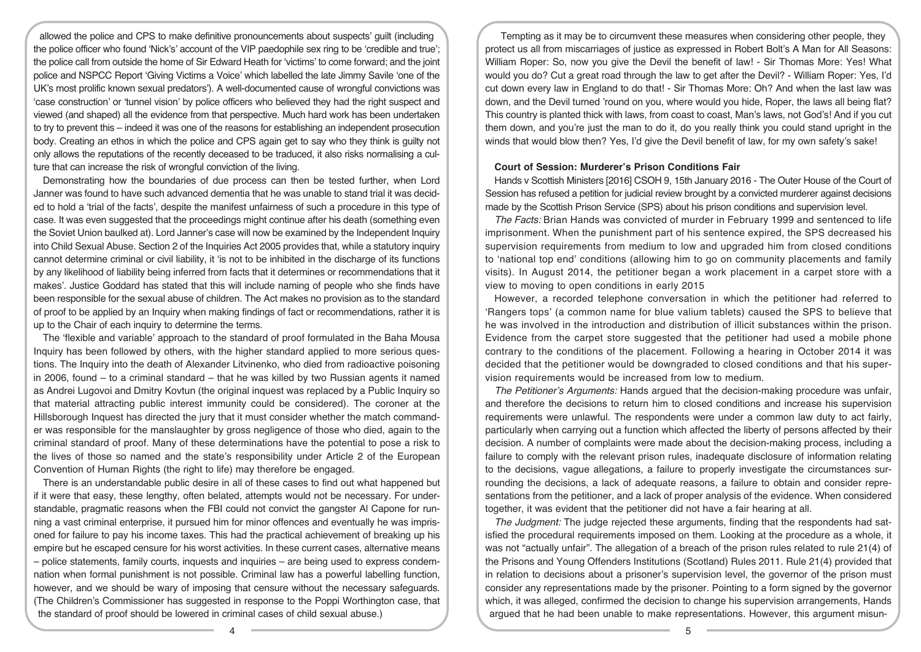allowed the police and CPS to make definitive pronouncements about suspects' guilt (including the police officer who found 'Nick's' account of the VIP paedophile sex ring to be 'credible and true'; the police call from outside the home of Sir Edward Heath for 'victims' to come forward; and the joint police and NSPCC Report 'Giving Victims a Voice' which labelled the late Jimmy Savile 'one of the UK's most prolific known sexual predators'). A well-documented cause of wrongful convictions was 'case construction' or 'tunnel vision' by police officers who believed they had the right suspect and viewed (and shaped) all the evidence from that perspective. Much hard work has been undertaken to try to prevent this – indeed it was one of the reasons for establishing an independent prosecution body. Creating an ethos in which the police and CPS again get to say who they think is guilty not only allows the reputations of the recently deceased to be traduced, it also risks normalising a culture that can increase the risk of wrongful conviction of the living.

Demonstrating how the boundaries of due process can then be tested further, when Lord Janner was found to have such advanced dementia that he was unable to stand trial it was decided to hold a 'trial of the facts', despite the manifest unfairness of such a procedure in this type of case. It was even suggested that the proceedings might continue after his death (something even the Soviet Union baulked at). Lord Janner's case will now be examined by the Independent Inquiry into Child Sexual Abuse. Section 2 of the Inquiries Act 2005 provides that, while a statutory inquiry cannot determine criminal or civil liability, it 'is not to be inhibited in the discharge of its functions by any likelihood of liability being inferred from facts that it determines or recommendations that it makes'. Justice Goddard has stated that this will include naming of people who she finds have been responsible for the sexual abuse of children. The Act makes no provision as to the standard of proof to be applied by an Inquiry when making findings of fact or recommendations, rather it is up to the Chair of each inquiry to determine the terms.

The 'flexible and variable' approach to the standard of proof formulated in the Baha Mousa Inquiry has been followed by others, with the higher standard applied to more serious questions. The Inquiry into the death of Alexander Litvinenko, who died from radioactive poisoning in 2006, found – to a criminal standard – that he was killed by two Russian agents it named as Andrei Lugovoi and Dmitry Kovtun (the original inquest was replaced by a Public Inquiry so that material attracting public interest immunity could be considered). The coroner at the Hillsborough Inquest has directed the jury that it must consider whether the match commander was responsible for the manslaughter by gross negligence of those who died, again to the criminal standard of proof. Many of these determinations have the potential to pose a risk to the lives of those so named and the state's responsibility under Article 2 of the European Convention of Human Rights (the right to life) may therefore be engaged.

There is an understandable public desire in all of these cases to find out what happened but if it were that easy, these lengthy, often belated, attempts would not be necessary. For understandable, pragmatic reasons when the FBI could not convict the gangster Al Capone for running a vast criminal enterprise, it pursued him for minor offences and eventually he was imprisoned for failure to pay his income taxes. This had the practical achievement of breaking up his empire but he escaped censure for his worst activities. In these current cases, alternative means – police statements, family courts, inquests and inquiries – are being used to express condemnation when formal punishment is not possible. Criminal law has a powerful labelling function, however, and we should be wary of imposing that censure without the necessary safeguards. (The Children's Commissioner has suggested in response to the Poppi Worthington case, that the standard of proof should be lowered in criminal cases of child sexual abuse.)

Tempting as it may be to circumvent these measures when considering other people, they protect us all from miscarriages of justice as expressed in Robert Bolt's A Man for All Seasons: William Roper: So, now you give the Devil the benefit of law! - Sir Thomas More: Yes! What would you do? Cut a great road through the law to get after the Devil? - William Roper: Yes, I'd cut down every law in England to do that! - Sir Thomas More: Oh? And when the last law was down, and the Devil turned 'round on you, where would you hide, Roper, the laws all being flat? This country is planted thick with laws, from coast to coast, Man's laws, not God's! And if you cut them down, and you're just the man to do it, do you really think you could stand upright in the winds that would blow then? Yes, I'd give the Devil benefit of law, for my own safety's sake!

## Court of Session: Murderer's Prison Conditions Fair

Hands v Scottish Ministers [2016] CSOH 9, 15th January 2016 - The Outer House of the Court of Session has refused a petition for judicial review brought by a convicted murderer against decisions made by the Scottish Prison Service (SPS) about his prison conditions and supervision level.

*The Facts:* Brian Hands was convicted of murder in February 1999 and sentenced to life imprisonment. When the punishment part of his sentence expired, the SPS decreased his supervision requirements from medium to low and upgraded him from closed conditions to 'national top end' conditions (allowing him to go on community placements and family visits). In August 2014, the petitioner began a work placement in a carpet store with a view to moving to open conditions in early 2015

However, a recorded telephone conversation in which the petitioner had referred to 'Rangers tops' (a common name for blue valium tablets) caused the SPS to believe that he was involved in the introduction and distribution of illicit substances within the prison. Evidence from the carpet store suggested that the petitioner had used a mobile phone contrary to the conditions of the placement. Following a hearing in October 2014 it was decided that the petitioner would be downgraded to closed conditions and that his supervision requirements would be increased from low to medium.

*The Petitioner's Arguments:* Hands argued that the decision-making procedure was unfair, and therefore the decisions to return him to closed conditions and increase his supervision requirements were unlawful. The respondents were under a common law duty to act fairly, particularly when carrying out a function which affected the liberty of persons affected by their decision. A number of complaints were made about the decision-making process, including a failure to comply with the relevant prison rules, inadequate disclosure of information relating to the decisions, vague allegations, a failure to properly investigate the circumstances surrounding the decisions, a lack of adequate reasons, a failure to obtain and consider representations from the petitioner, and a lack of proper analysis of the evidence. When considered together, it was evident that the petitioner did not have a fair hearing at all.

*The Judgment:* The judge rejected these arguments, finding that the respondents had satisfied the procedural requirements imposed on them. Looking at the procedure as a whole, it was not "actually unfair". The allegation of a breach of the prison rules related to rule 21(4) of the Prisons and Young Offenders Institutions (Scotland) Rules 2011. Rule 21(4) provided that in relation to decisions about a prisoner's supervision level, the governor of the prison must consider any representations made by the prisoner. Pointing to a form signed by the governor which, it was alleged, confirmed the decision to change his supervision arrangements, Hands argued that he had been unable to make representations. However, this argument misun-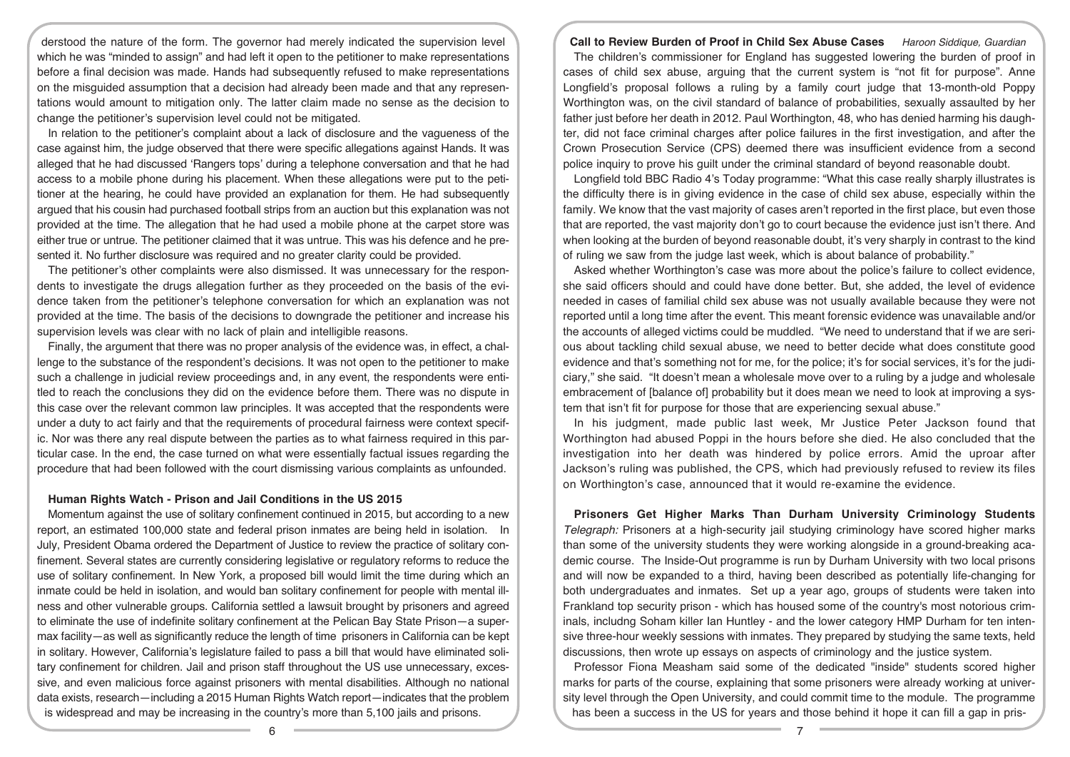derstood the nature of the form. The governor had merely indicated the supervision level which he was "minded to assign" and had left it open to the petitioner to make representations before a final decision was made. Hands had subsequently refused to make representations on the misguided assumption that a decision had already been made and that any representations would amount to mitigation only. The latter claim made no sense as the decision to change the petitioner's supervision level could not be mitigated.

In relation to the petitioner's complaint about a lack of disclosure and the vagueness of the case against him, the judge observed that there were specific allegations against Hands. It was alleged that he had discussed 'Rangers tops' during a telephone conversation and that he had access to a mobile phone during his placement. When these allegations were put to the petitioner at the hearing, he could have provided an explanation for them. He had subsequently argued that his cousin had purchased football strips from an auction but this explanation was not provided at the time. The allegation that he had used a mobile phone at the carpet store was either true or untrue. The petitioner claimed that it was untrue. This was his defence and he presented it. No further disclosure was required and no greater clarity could be provided.

The petitioner's other complaints were also dismissed. It was unnecessary for the respondents to investigate the drugs allegation further as they proceeded on the basis of the evidence taken from the petitioner's telephone conversation for which an explanation was not provided at the time. The basis of the decisions to downgrade the petitioner and increase his supervision levels was clear with no lack of plain and intelligible reasons.

Finally, the argument that there was no proper analysis of the evidence was, in effect, a challenge to the substance of the respondent's decisions. It was not open to the petitioner to make such a challenge in judicial review proceedings and, in any event, the respondents were entitled to reach the conclusions they did on the evidence before them. There was no dispute in this case over the relevant common law principles. It was accepted that the respondents were under a duty to act fairly and that the requirements of procedural fairness were context specific. Nor was there any real dispute between the parties as to what fairness required in this particular case. In the end, the case turned on what were essentially factual issues regarding the procedure that had been followed with the court dismissing various complaints as unfounded.

**Human Rights Watch - Prison and Jail Conditions in the US 2015**

Momentum against the use of solitary confinement continued in 2015, but according to a new report, an estimated 100,000 state and federal prison inmates are being held in isolation. In July, President Obama ordered the Department of Justice to review the practice of solitary confinement. Several states are currently considering legislative or regulatory reforms to reduce the use of solitary confinement. In New York, a proposed bill would limit the time during which an inmate could be held in isolation, and would ban solitary confinement for people with mental illness and other vulnerable groups. California settled a lawsuit brought by prisoners and agreed to eliminate the use of indefinite solitary confinement at the Pelican Bay State Prison—a supermax facility—as well as significantly reduce the length of time prisoners in California can be kept in solitary. However, California's legislature failed to pass a bill that would have eliminated solitary confinement for children. Jail and prison staff throughout the US use unnecessary, excessive, and even malicious force against prisoners with mental disabilities. Although no national data exists, research—including a 2015 Human Rights Watch report—indicates that the problem is widespread and may be increasing in the country's more than 5,100 jails and prisons.

**Call to Review Burden of Proof in Child Sex Abuse Cases** *Haroon Siddique, Guardian*

The children's commissioner for England has suggested lowering the burden of proof in cases of child sex abuse, arguing that the current system is "not fit for purpose". Anne Longfield's proposal follows a ruling by a family court judge that 13-month-old Poppy Worthington was, on the civil standard of balance of probabilities, sexually assaulted by her father just before her death in 2012. Paul Worthington, 48, who has denied harming his daughter, did not face criminal charges after police failures in the first investigation, and after the Crown Prosecution Service (CPS) deemed there was insufficient evidence from a second police inquiry to prove his guilt under the criminal standard of beyond reasonable doubt.

Longfield told BBC Radio 4's Today programme: "What this case really sharply illustrates is the difficulty there is in giving evidence in the case of child sex abuse, especially within the family. We know that the vast majority of cases aren't reported in the first place, but even those that are reported, the vast majority don't go to court because the evidence just isn't there. And when looking at the burden of beyond reasonable doubt, it's very sharply in contrast to the kind of ruling we saw from the judge last week, which is about balance of probability."

Asked whether Worthington's case was more about the police's failure to collect evidence, she said officers should and could have done better. But, she added, the level of evidence needed in cases of familial child sex abuse was not usually available because they were not reported until a long time after the event. This meant forensic evidence was unavailable and/or the accounts of alleged victims could be muddled. "We need to understand that if we are serious about tackling child sexual abuse, we need to better decide what does constitute good evidence and that's something not for me, for the police; it's for social services, it's for the judiciary," she said. "It doesn't mean a wholesale move over to a ruling by a judge and wholesale embracement of [balance of] probability but it does mean we need to look at improving a system that isn't fit for purpose for those that are experiencing sexual abuse."

In his judgment, made public last week, Mr Justice Peter Jackson found that Worthington had abused Poppi in the hours before she died. He also concluded that the investigation into her death was hindered by police errors. Amid the uproar after Jackson's ruling was published, the CPS, which had previously refused to review its files on Worthington's case, announced that it would re-examine the evidence.

**Prisoners Get Higher Marks Than Durham University Criminology Students** *Telegraph:* Prisoners at a high-security jail studying criminology have scored higher marks than some of the university students they were working alongside in a ground-breaking academic course. The Inside-Out programme is run by Durham University with two local prisons and will now be expanded to a third, having been described as potentially life-changing for both undergraduates and inmates. Set up a year ago, groups of students were taken into Frankland top security prison - which has housed some of the country's most notorious criminals, includng Soham killer Ian Huntley - and the lower category HMP Durham for ten intensive three-hour weekly sessions with inmates. They prepared by studying the same texts, held discussions, then wrote up essays on aspects of criminology and the justice system.

Professor Fiona Measham said some of the dedicated "inside" students scored higher marks for parts of the course, explaining that some prisoners were already working at university level through the Open University, and could commit time to the module. The programme has been a success in the US for years and those behind it hope it can fill a gap in pris-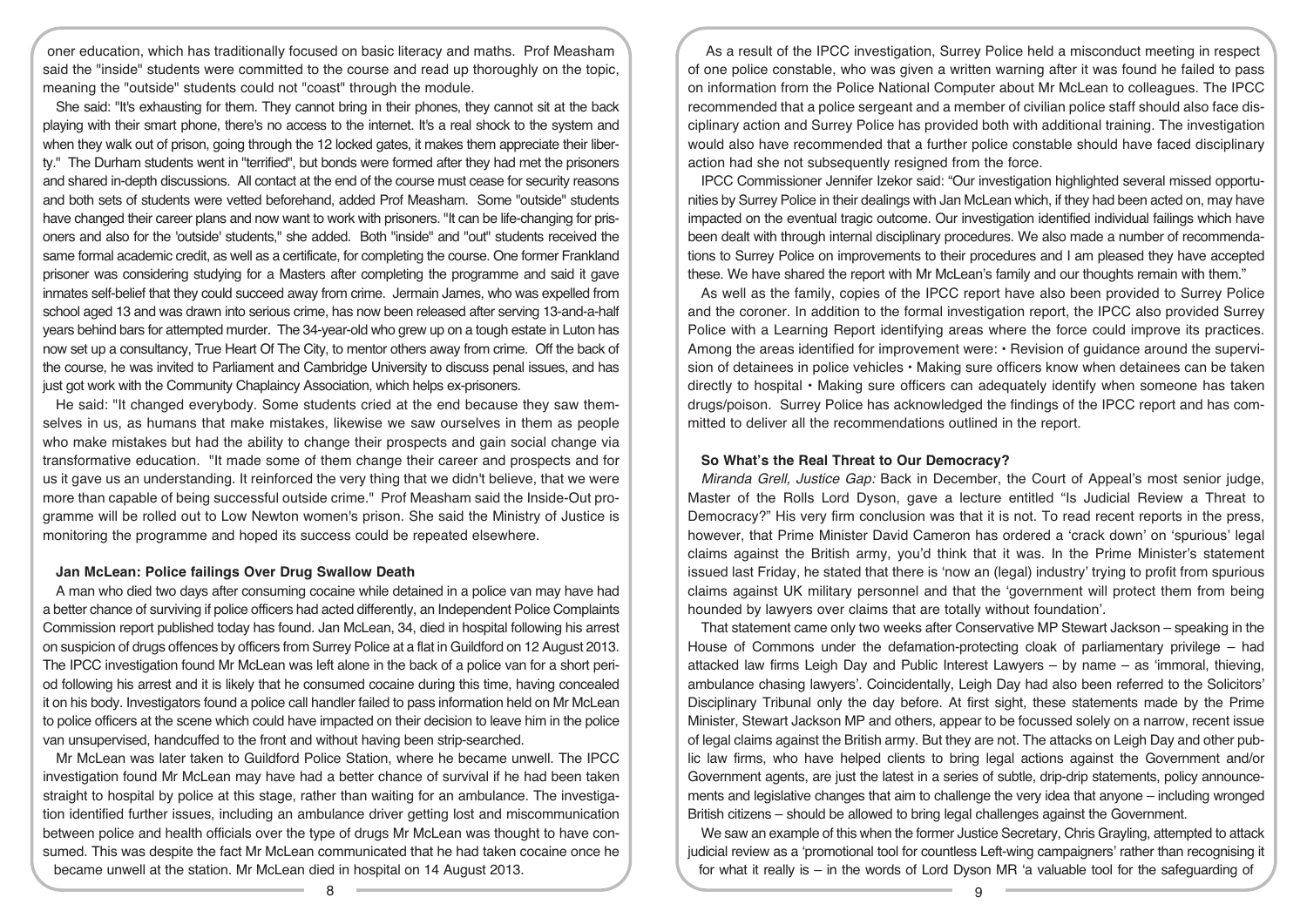oner education, which has traditionally focused on basic literacy and maths. Prof Measham said the "inside" students were committed to the course and read up thoroughly on the topic, meaning the "outside" students could not "coast" through the module.

She said: "It's exhausting for them. They cannot bring in their phones, they cannot sit at the back playing with their smart phone, there's no access to the internet. It's a real shock to the system and when they walk out of prison, going through the 12 locked gates, it makes them appreciate their liberty." The Durham students went in "terrified", but bonds were formed after they had met the prisoners and shared in-depth discussions. All contact at the end of the course must cease for security reasons and both sets of students were vetted beforehand, added Prof Measham. Some "outside" students have changed their career plans and now want to work with prisoners. "It can be life-changing for prisoners and also for the 'outside' students," she added. Both "inside" and "out" students received the same formal academic credit, as well as a certificate, for completing the course. One former Frankland prisoner was considering studying for a Masters after completing the programme and said it gave inmates self-belief that they could succeed away from crime. Jermain James, who was expelled from school aged 13 and was drawn into serious crime, has now been released after serving 13-and-a-half years behind bars for attempted murder. The 34-year-old who grew up on a tough estate in Luton has now set up a consultancy, True Heart Of The City, to mentor others away from crime. Off the back of the course, he was invited to Parliament and Cambridge University to discuss penal issues, and has just got work with the Community Chaplaincy Association, which helps ex-prisoners.

He said: "It changed everybody. Some students cried at the end because they saw themselves in us, as humans that make mistakes, likewise we saw ourselves in them as people who make mistakes but had the ability to change their prospects and gain social change via transformative education. "It made some of them change their career and prospects and for us it gave us an understanding. It reinforced the very thing that we didn't believe, that we were more than capable of being successful outside crime." Prof Measham said the Inside-Out programme will be rolled out to Low Newton women's prison. She said the Ministry of Justice is monitoring the programme and hoped its success could be repeated elsewhere.

### Jan McLean: Police failings Over Drug Swallow Death

A man who died two days after consuming cocaine while detained in a police van may have had a better chance of surviving if police officers had acted differently, an Independent Police Complaints Commission report published today has found. Jan McLean, 34, died in hospital following his arrest on suspicion of drugs offences by officers from Surrey Police at a flat in Guildford on 12 August 2013. The IPCC investigation found Mr McLean was left alone in the back of a police van for a short period following his arrest and it is likely that he consumed cocaine during this time, having concealed it on his body. Investigators found a police call handler failed to pass information held on Mr McLean to police officers at the scene which could have impacted on their decision to leave him in the police van unsupervised, handcuffed to the front and without having been strip-searched.

Mr McLean was later taken to Guildford Police Station, where he became unwell. The IPCC investigation found Mr McLean may have had a better chance of survival if he had been taken straight to hospital by police at this stage, rather than waiting for an ambulance. The investigation identified further issues, including an ambulance driver getting lost and miscommunication between police and health officials over the type of drugs Mr McLean was thought to have consumed. This was despite the fact Mr McLean communicated that he had taken cocaine once he became unwell at the station. Mr McLean died in hospital on 14 August 2013.

As a result of the IPCC investigation, Surrey Police held a misconduct meeting in respect of one police constable, who was given a written warning after it was found he failed to pass on information from the Police National Computer about Mr McLean to colleagues. The IPCC recommended that a police sergeant and a member of civilian police staff should also face disciplinary action and Surrey Police has provided both with additional training. The investigation would also have recommended that a further police constable should have faced disciplinary action had she not subsequently resigned from the force.

IPCC Commissioner Jennifer Izekor said: "Our investigation highlighted several missed opportunities by Surrey Police in their dealings with Jan McLean which, if they had been acted on, may have impacted on the eventual tragic outcome. Our investigation identified individual failings which have been dealt with through internal disciplinary procedures. We also made a number of recommendations to Surrey Police on improvements to their procedures and I am pleased they have accepted these. We have shared the report with Mr McLean's family and our thoughts remain with them."

As well as the family, copies of the IPCC report have also been provided to Surrey Police and the coroner. In addition to the formal investigation report, the IPCC also provided Surrey Police with a Learning Report identifying areas where the force could improve its practices. Among the areas identified for improvement were: • Revision of guidance around the supervision of detainees in police vehicles • Making sure officers know when detainees can be taken directly to hospital • Making sure officers can adequately identify when someone has taken drugs/poison. Surrey Police has acknowledged the findings of the IPCC report and has committed to deliver all the recommendations outlined in the report.

### So What's the Real Threat to Our Democracy?

*Miranda Grell, Justice Gap:* Back in December, the Court of Appeal's most senior judge, Master of the Rolls Lord Dyson, gave a lecture entitled "Is Judicial Review a Threat to Democracy?" His very firm conclusion was that it is not. To read recent reports in the press, however, that Prime Minister David Cameron has ordered a 'crack down' on 'spurious' legal claims against the British army, you'd think that it was. In the Prime Minister's statement issued last Friday, he stated that there is 'now an (legal) industry' trying to profit from spurious claims against UK military personnel and that the 'government will protect them from being hounded by lawyers over claims that are totally without foundation'.

That statement came only two weeks after Conservative MP Stewart Jackson – speaking in the House of Commons under the defamation-protecting cloak of parliamentary privilege – had attacked law firms Leigh Day and Public Interest Lawyers – by name – as 'immoral, thieving, ambulance chasing lawyers'. Coincidentally, Leigh Day had also been referred to the Solicitors' Disciplinary Tribunal only the day before. At first sight, these statements made by the Prime Minister, Stewart Jackson MP and others, appear to be focussed solely on a narrow, recent issue of legal claims against the British army. But they are not. The attacks on Leigh Day and other public law firms, who have helped clients to bring legal actions against the Government and/or Government agents, are just the latest in a series of subtle, drip-drip statements, policy announcements and legislative changes that aim to challenge the very idea that anyone – including wronged British citizens – should be allowed to bring legal challenges against the Government.

We saw an example of this when the former Justice Secretary, Chris Grayling, attempted to attack judicial review as a 'promotional tool for countless Left-wing campaigners' rather than recognising it for what it really is – in the words of Lord Dyson MR 'a valuable tool for the safeguarding of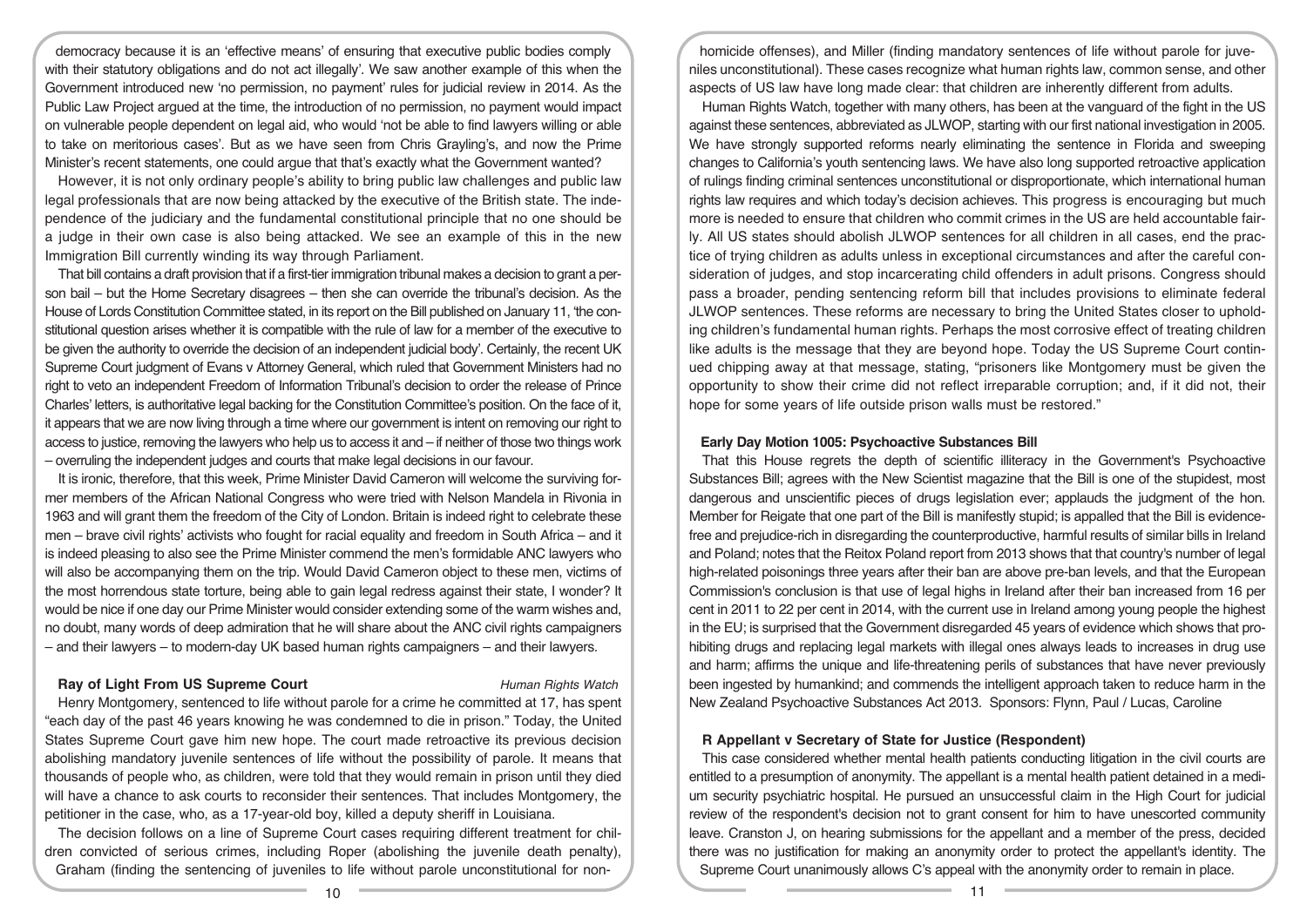democracy because it is an 'effective means' of ensuring that executive public bodies comply with their statutory obligations and do not act illegally'. We saw another example of this when the Government introduced new 'no permission, no payment' rules for judicial review in 2014. As the Public Law Project argued at the time, the introduction of no permission, no payment would impact on vulnerable people dependent on legal aid, who would 'not be able to find lawyers willing or able to take on meritorious cases'. But as we have seen from Chris Grayling's, and now the Prime Minister's recent statements, one could argue that that's exactly what the Government wanted?

However, it is not only ordinary people's ability to bring public law challenges and public law legal professionals that are now being attacked by the executive of the British state. The independence of the judiciary and the fundamental constitutional principle that no one should be a judge in their own case is also being attacked. We see an example of this in the new Immigration Bill currently winding its way through Parliament.

That bill contains a draft provision that if a first-tier immigration tribunal makes a decision to grant a person bail – but the Home Secretary disagrees – then she can override the tribunal's decision. As the House of Lords Constitution Committee stated, in its report on the Bill published on January 11, 'the constitutional question arises whether it is compatible with the rule of law for a member of the executive to be given the authority to override the decision of an independent judicial body'. Certainly, the recent UK Supreme Court judgment of Evans v Attorney General, which ruled that Government Ministers had no right to veto an independent Freedom of Information Tribunal's decision to order the release of Prince Charles' letters, is authoritative legal backing for the Constitution Committee's position. On the face of it, it appears that we are now living through a time where our government is intent on removing our right to access to justice, removing the lawyers who help us to access it and – if neither of those two things work – overruling the independent judges and courts that make legal decisions in our favour.

It is ironic, therefore, that this week, Prime Minister David Cameron will welcome the surviving former members of the African National Congress who were tried with Nelson Mandela in Rivonia in 1963 and will grant them the freedom of the City of London. Britain is indeed right to celebrate these men – brave civil rights' activists who fought for racial equality and freedom in South Africa – and it is indeed pleasing to also see the Prime Minister commend the men's formidable ANC lawyers who will also be accompanying them on the trip. Would David Cameron object to these men, victims of the most horrendous state torture, being able to gain legal redress against their state, I wonder? It would be nice if one day our Prime Minister would consider extending some of the warm wishes and, no doubt, many words of deep admiration that he will share about the ANC civil rights campaigners – and their lawyers – to modern-day UK based human rights campaigners – and their lawyers.

### Ray of Light From US Supreme Court

*Human Rights Watch*

Henry Montgomery, sentenced to life without parole for a crime he committed at 17, has spent "each day of the past 46 years knowing he was condemned to die in prison." Today, the United States Supreme Court gave him new hope. The court made retroactive its previous decision abolishing mandatory juvenile sentences of life without the possibility of parole. It means that thousands of people who, as children, were told that they would remain in prison until they died will have a chance to ask courts to reconsider their sentences. That includes Montgomery, the petitioner in the case, who, as a 17-year-old boy, killed a deputy sheriff in Louisiana.

The decision follows on a line of Supreme Court cases requiring different treatment for children convicted of serious crimes, including Roper (abolishing the juvenile death penalty), Graham (finding the sentencing of juveniles to life without parole unconstitutional for non-homicide offenses), and Miller (finding mandatory sentences of life without parole for juveniles unconstitutional). These cases recognize what human rights law, common sense, and other aspects of US law have long made clear: that children are inherently different from adults.

Human Rights Watch, together with many others, has been at the vanguard of the fight in the US against these sentences, abbreviated as JLWOP, starting with our first national investigation in 2005. We have strongly supported reforms nearly eliminating the sentence in Florida and sweeping changes to California's youth sentencing laws. We have also long supported retroactive application of rulings finding criminal sentences unconstitutional or disproportionate, which international human rights law requires and which today's decision achieves. This progress is encouraging but much more is needed to ensure that children who commit crimes in the US are held accountable fairly. All US states should abolish JLWOP sentences for all children in all cases, end the practice of trying children as adults unless in exceptional circumstances and after the careful consideration of judges, and stop incarcerating child offenders in adult prisons. Congress should pass a broader, pending sentencing reform bill that includes provisions to eliminate federal JLWOP sentences. These reforms are necessary to bring the United States closer to upholding children's fundamental human rights. Perhaps the most corrosive effect of treating children like adults is the message that they are beyond hope. Today the US Supreme Court continued chipping away at that message, stating, "prisoners like Montgomery must be given the opportunity to show their crime did not reflect irreparable corruption; and, if it did not, their hope for some years of life outside prison walls must be restored."

### Early Day Motion 1005: Psychoactive Substances Bill

That this House regrets the depth of scientific illiteracy in the Government's Psychoactive Substances Bill; agrees with the New Scientist magazine that the Bill is one of the stupidest, most dangerous and unscientific pieces of drugs legislation ever; applauds the judgment of the hon. Member for Reigate that one part of the Bill is manifestly stupid; is appalled that the Bill is evidence-free and prejudice-rich in disregarding the counterproductive, harmful results of similar bills in Ireland and Poland; notes that the Reitox Poland report from 2013 shows that that country's number of legal high-related poisonings three years after their ban are above pre-ban levels, and that the European Commission's conclusion is that use of legal highs in Ireland after their ban increased from 16 per cent in 2011 to 22 per cent in 2014, with the current use in Ireland among young people the highest in the EU; is surprised that the Government disregarded 45 years of evidence which shows that prohibiting drugs and replacing legal markets with illegal ones always leads to increases in drug use and harm; affirms the unique and life-threatening perils of substances that have never previously been ingested by humankind; and commends the intelligent approach taken to reduce harm in the New Zealand Psychoactive Substances Act 2013. Sponsors: Flynn, Paul / Lucas, Caroline

### R Appellant v Secretary of State for Justice (Respondent)

This case considered whether mental health patients conducting litigation in the civil courts are entitled to a presumption of anonymity. The appellant is a mental health patient detained in a medium security psychiatric hospital. He pursued an unsuccessful claim in the High Court for judicial review of the respondent's decision not to grant consent for him to have unescorted community leave. Cranston J, on hearing submissions for the appellant and a member of the press, decided there was no justification for making an anonymity order to protect the appellant's identity. The Supreme Court unanimously allows C's appeal with the anonymity order to remain in place.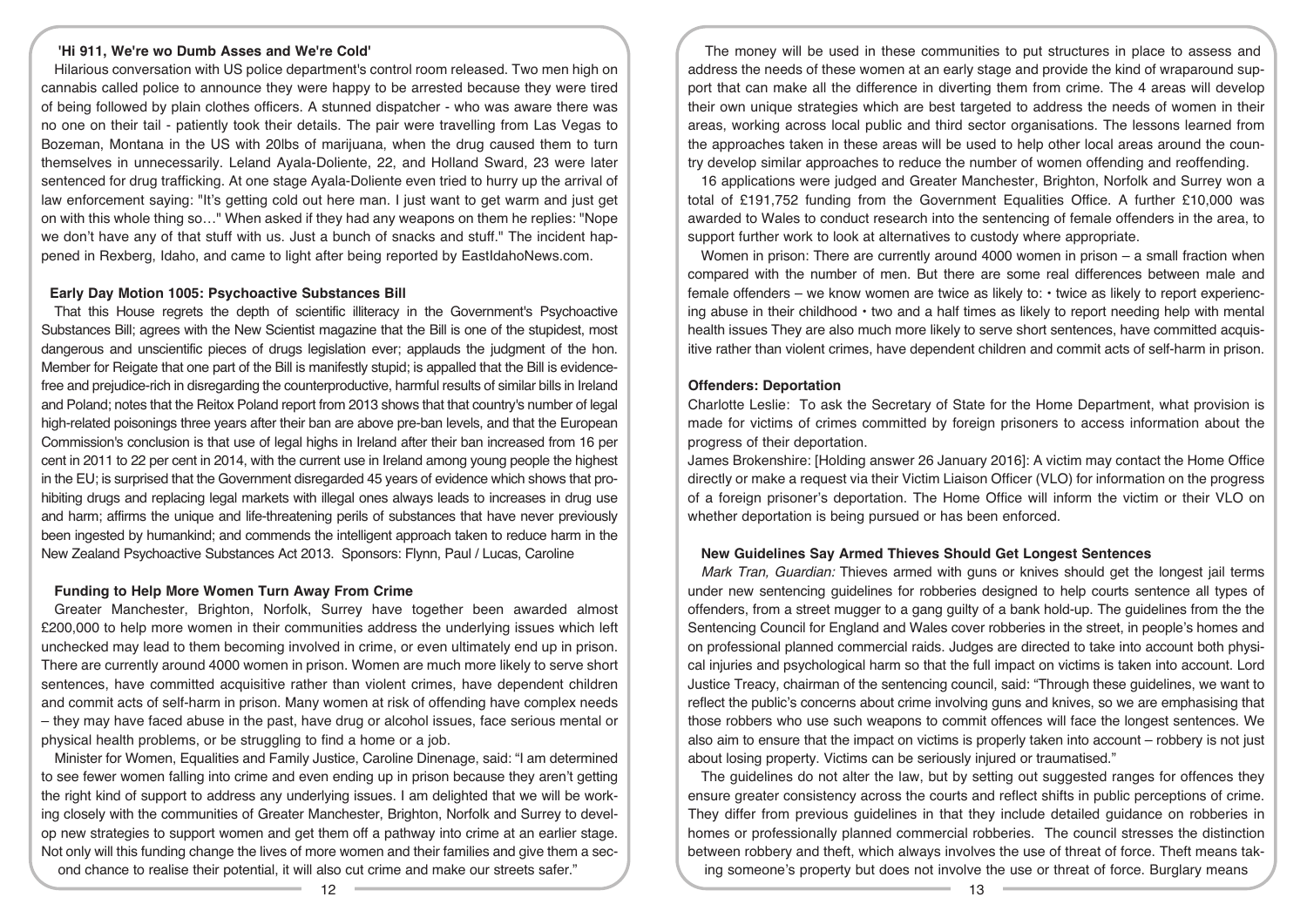### 'Hi 911, We're wo Dumb Asses and We're Cold'

Hilarious conversation with US police department's control room released. Two men high on cannabis called police to announce they were happy to be arrested because they were tired of being followed by plain clothes officers. A stunned dispatcher - who was aware there was no one on their tail - patiently took their details. The pair were travelling from Las Vegas to Bozeman, Montana in the US with 20lbs of marijuana, when the drug caused them to turn themselves in unnecessarily. Leland Ayala-Doliente, 22, and Holland Sward, 23 were later sentenced for drug trafficking. At one stage Ayala-Doliente even tried to hurry up the arrival of law enforcement saying: "It's getting cold out here man. I just want to get warm and just get on with this whole thing so…" When asked if they had any weapons on them he replies: "Nope we don't have any of that stuff with us. Just a bunch of snacks and stuff." The incident happened in Rexberg, Idaho, and came to light after being reported by EastIdahoNews.com.

### Early Day Motion 1005: Psychoactive Substances Bill

That this House regrets the depth of scientific illiteracy in the Government's Psychoactive Substances Bill; agrees with the New Scientist magazine that the Bill is one of the stupidest, most dangerous and unscientific pieces of drugs legislation ever; applauds the judgment of the hon. Member for Reigate that one part of the Bill is manifestly stupid; is appalled that the Bill is evidence-free and prejudice-rich in disregarding the counterproductive, harmful results of similar bills in Ireland and Poland; notes that the Reitox Poland report from 2013 shows that that country's number of legal high-related poisonings three years after their ban are above pre-ban levels, and that the European Commission's conclusion is that use of legal highs in Ireland after their ban increased from 16 per cent in 2011 to 22 per cent in 2014, with the current use in Ireland among young people the highest in the EU; is surprised that the Government disregarded 45 years of evidence which shows that prohibiting drugs and replacing legal markets with illegal ones always leads to increases in drug use and harm; affirms the unique and life-threatening perils of substances that have never previously been ingested by humankind; and commends the intelligent approach taken to reduce harm in the New Zealand Psychoactive Substances Act 2013. Sponsors: Flynn, Paul / Lucas, Caroline

### Funding to Help More Women Turn Away From Crime

Greater Manchester, Brighton, Norfolk, Surrey have together been awarded almost £200,000 to help more women in their communities address the underlying issues which left unchecked may lead to them becoming involved in crime, or even ultimately end up in prison. There are currently around 4000 women in prison. Women are much more likely to serve short sentences, have committed acquisitive rather than violent crimes, have dependent children and commit acts of self-harm in prison. Many women at risk of offending have complex needs – they may have faced abuse in the past, have drug or alcohol issues, face serious mental or physical health problems, or be struggling to find a home or a job.

Minister for Women, Equalities and Family Justice, Caroline Dinenage, said: "I am determined to see fewer women falling into crime and even ending up in prison because they aren't getting the right kind of support to address any underlying issues. I am delighted that we will be working closely with the communities of Greater Manchester, Brighton, Norfolk and Surrey to develop new strategies to support women and get them off a pathway into crime at an earlier stage. Not only will this funding change the lives of more women and their families and give them a second chance to realise their potential, it will also cut crime and make our streets safer."

The money will be used in these communities to put structures in place to assess and address the needs of these women at an early stage and provide the kind of wraparound support that can make all the difference in diverting them from crime. The 4 areas will develop their own unique strategies which are best targeted to address the needs of women in their areas, working across local public and third sector organisations. The lessons learned from the approaches taken in these areas will be used to help other local areas around the country develop similar approaches to reduce the number of women offending and reoffending.

16 applications were judged and Greater Manchester, Brighton, Norfolk and Surrey won a total of £191,752 funding from the Government Equalities Office. A further £10,000 was awarded to Wales to conduct research into the sentencing of female offenders in the area, to support further work to look at alternatives to custody where appropriate.

Women in prison: There are currently around 4000 women in prison – a small fraction when compared with the number of men. But there are some real differences between male and female offenders – we know women are twice as likely to: • twice as likely to report experiencing abuse in their childhood • two and a half times as likely to report needing help with mental health issues They are also much more likely to serve short sentences, have committed acquisitive rather than violent crimes, have dependent children and commit acts of self-harm in prison.

### Offenders: Deportation

Charlotte Leslie: To ask the Secretary of State for the Home Department, what provision is made for victims of crimes committed by foreign prisoners to access information about the progress of their deportation.

James Brokenshire: [Holding answer 26 January 2016]: A victim may contact the Home Office directly or make a request via their Victim Liaison Officer (VLO) for information on the progress of a foreign prisoner's deportation. The Home Office will inform the victim or their VLO on whether deportation is being pursued or has been enforced.

### New Guidelines Say Armed Thieves Should Get Longest Sentences

*Mark Tran, Guardian:* Thieves armed with guns or knives should get the longest jail terms under new sentencing guidelines for robberies designed to help courts sentence all types of offenders, from a street mugger to a gang guilty of a bank hold-up. The guidelines from the the Sentencing Council for England and Wales cover robberies in the street, in people's homes and on professional planned commercial raids. Judges are directed to take into account both physical injuries and psychological harm so that the full impact on victims is taken into account. Lord Justice Treacy, chairman of the sentencing council, said: "Through these guidelines, we want to reflect the public's concerns about crime involving guns and knives, so we are emphasising that those robbers who use such weapons to commit offences will face the longest sentences. We also aim to ensure that the impact on victims is properly taken into account – robbery is not just about losing property. Victims can be seriously injured or traumatised."

The guidelines do not alter the law, but by setting out suggested ranges for offences they ensure greater consistency across the courts and reflect shifts in public perceptions of crime. They differ from previous guidelines in that they include detailed guidance on robberies in homes or professionally planned commercial robberies. The council stresses the distinction between robbery and theft, which always involves the use of threat of force. Theft means taking someone's property but does not involve the use or threat of force. Burglary means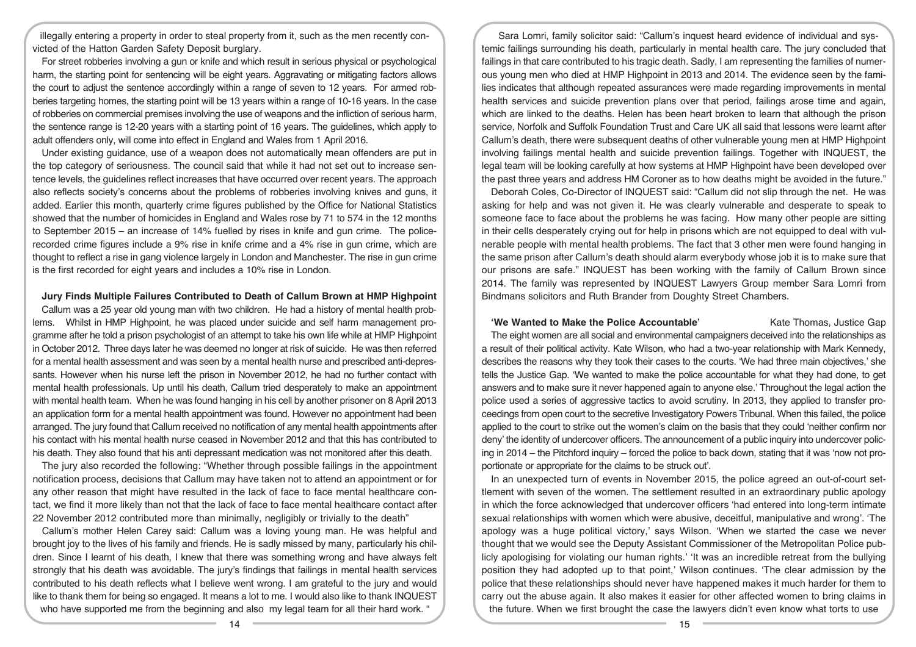illegally entering a property in order to steal property from it, such as the men recently convicted of the Hatton Garden Safety Deposit burglary.

For street robberies involving a gun or knife and which result in serious physical or psychological harm, the starting point for sentencing will be eight years. Aggravating or mitigating factors allows the court to adjust the sentence accordingly within a range of seven to 12 years. For armed robberies targeting homes, the starting point will be 13 years within a range of 10-16 years. In the case of robberies on commercial premises involving the use of weapons and the infliction of serious harm, the sentence range is 12-20 years with a starting point of 16 years. The guidelines, which apply to adult offenders only, will come into effect in England and Wales from 1 April 2016.

Under existing guidance, use of a weapon does not automatically mean offenders are put in the top category of seriousness. The council said that while it had not set out to increase sentence levels, the guidelines reflect increases that have occurred over recent years. The approach also reflects society's concerns about the problems of robberies involving knives and guns, it added. Earlier this month, quarterly crime figures published by the Office for National Statistics showed that the number of homicides in England and Wales rose by 71 to 574 in the 12 months to September 2015 – an increase of 14% fuelled by rises in knife and gun crime. The police-recorded crime figures include a 9% rise in knife crime and a 4% rise in gun crime, which are thought to reflect a rise in gang violence largely in London and Manchester. The rise in gun crime is the first recorded for eight years and includes a 10% rise in London.

**Jury Finds Multiple Failures Contributed to Death of Callum Brown at HMP Highpoint**

Callum was a 25 year old young man with two children. He had a history of mental health problems. Whilst in HMP Highpoint, he was placed under suicide and self harm management programme after he told a prison psychologist of an attempt to take his own life while at HMP Highpoint in October 2012. Three days later he was deemed no longer at risk of suicide. He was then referred for a mental health assessment and was seen by a mental health nurse and prescribed anti-depressants. However when his nurse left the prison in November 2012, he had no further contact with mental health professionals. Up until his death, Callum tried desperately to make an appointment with mental health team. When he was found hanging in his cell by another prisoner on 8 April 2013 an application form for a mental health appointment was found. However no appointment had been arranged. The jury found that Callum received no notification of any mental health appointments after his contact with his mental health nurse ceased in November 2012 and that this has contributed to his death. They also found that his anti depressant medication was not monitored after this death.

The jury also recorded the following: "Whether through possible failings in the appointment notification process, decisions that Callum may have taken not to attend an appointment or for any other reason that might have resulted in the lack of face to face mental healthcare contact, we find it more likely than not that the lack of face to face mental healthcare contact after 22 November 2012 contributed more than minimally, negligibly or trivially to the death"

Callum's mother Helen Carey said: Callum was a loving young man. He was helpful and brought joy to the lives of his family and friends. He is sadly missed by many, particularly his children. Since I learnt of his death, I knew that there was something wrong and have always felt strongly that his death was avoidable. The jury's findings that failings in mental health services contributed to his death reflects what I believe went wrong. I am grateful to the jury and would like to thank them for being so engaged. It means a lot to me. I would also like to thank INQUEST who have supported me from the beginning and also my legal team for all their hard work. "

Sara Lomri, family solicitor said: "Callum's inquest heard evidence of individual and systemic failings surrounding his death, particularly in mental health care. The jury concluded that failings in that care contributed to his tragic death. Sadly, I am representing the families of numerous young men who died at HMP Highpoint in 2013 and 2014. The evidence seen by the families indicates that although repeated assurances were made regarding improvements in mental health services and suicide prevention plans over that period, failings arose time and again, which are linked to the deaths. Helen has been heart broken to learn that although the prison service, Norfolk and Suffolk Foundation Trust and Care UK all said that lessons were learnt after Callum's death, there were subsequent deaths of other vulnerable young men at HMP Highpoint involving failings mental health and suicide prevention failings. Together with INQUEST, the legal team will be looking carefully at how systems at HMP Highpoint have been developed over the past three years and address HM Coroner as to how deaths might be avoided in the future."

Deborah Coles, Co-Director of INQUEST said: "Callum did not slip through the net. He was asking for help and was not given it. He was clearly vulnerable and desperate to speak to someone face to face about the problems he was facing. How many other people are sitting in their cells desperately crying out for help in prisons which are not equipped to deal with vulnerable people with mental health problems. The fact that 3 other men were found hanging in the same prison after Callum's death should alarm everybody whose job it is to make sure that our prisons are safe." INQUEST has been working with the family of Callum Brown since 2014. The family was represented by INQUEST Lawyers Group member Sara Lomri from Bindmans solicitors and Ruth Brander from Doughty Street Chambers.

**'We Wanted to Make the Police Accountable'** Kate Thomas, Justice Gap

The eight women are all social and environmental campaigners deceived into the relationships as a result of their political activity. Kate Wilson, who had a two-year relationship with Mark Kennedy, describes the reasons why they took their cases to the courts. 'We had three main objectives,' she tells the Justice Gap. 'We wanted to make the police accountable for what they had done, to get answers and to make sure it never happened again to anyone else.' Throughout the legal action the police used a series of aggressive tactics to avoid scrutiny. In 2013, they applied to transfer proceedings from open court to the secretive Investigatory Powers Tribunal. When this failed, the police applied to the court to strike out the women's claim on the basis that they could 'neither confirm nor deny' the identity of undercover officers. The announcement of a public inquiry into undercover policing in 2014 – the Pitchford inquiry – forced the police to back down, stating that it was 'now not proportionate or appropriate for the claims to be struck out'.

In an unexpected turn of events in November 2015, the police agreed an out-of-court settlement with seven of the women. The settlement resulted in an extraordinary public apology in which the force acknowledged that undercover officers 'had entered into long-term intimate sexual relationships with women which were abusive, deceitful, manipulative and wrong'. 'The apology was a huge political victory,' says Wilson. 'When we started the case we never thought that we would see the Deputy Assistant Commissioner of the Metropolitan Police publicly apologising for violating our human rights.' 'It was an incredible retreat from the bullying position they had adopted up to that point,' Wilson continues. 'The clear admission by the police that these relationships should never have happened makes it much harder for them to carry out the abuse again. It also makes it easier for other affected women to bring claims in the future. When we first brought the case the lawyers didn't even know what torts to use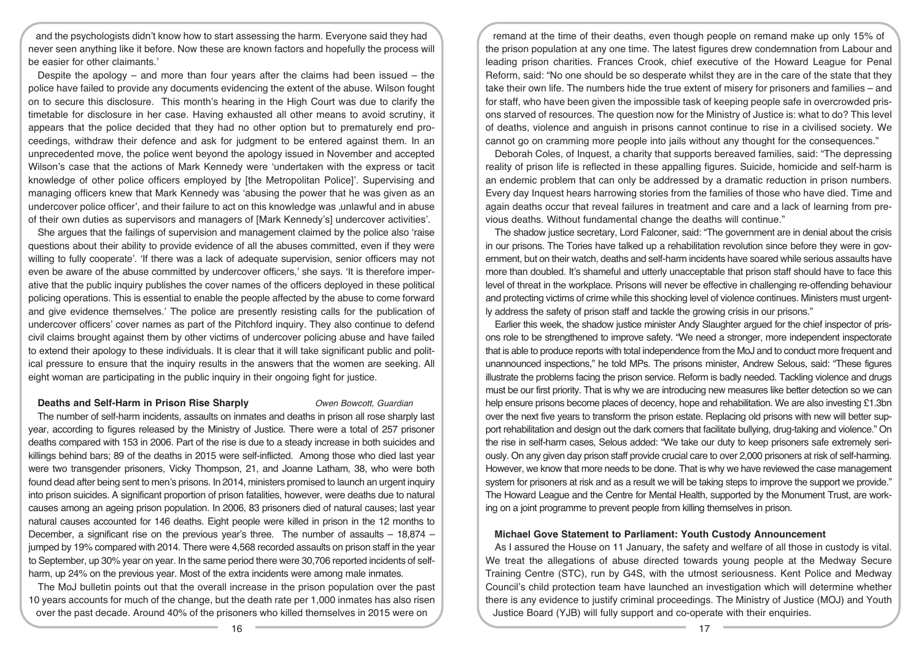and the psychologists didn't know how to start assessing the harm. Everyone said they had never seen anything like it before. Now these are known factors and hopefully the process will be easier for other claimants.'

Despite the apology – and more than four years after the claims had been issued – the police have failed to provide any documents evidencing the extent of the abuse. Wilson fought on to secure this disclosure. This month's hearing in the High Court was due to clarify the timetable for disclosure in her case. Having exhausted all other means to avoid scrutiny, it appears that the police decided that they had no other option but to prematurely end proceedings, withdraw their defence and ask for judgment to be entered against them. In an unprecedented move, the police went beyond the apology issued in November and accepted Wilson's case that the actions of Mark Kennedy were 'undertaken with the express or tacit knowledge of other police officers employed by [the Metropolitan Police]'. Supervising and managing officers knew that Mark Kennedy was 'abusing the power that he was given as an undercover police officer', and their failure to act on this knowledge was ,unlawful and in abuse of their own duties as supervisors and managers of [Mark Kennedy's] undercover activities'.

She argues that the failings of supervision and management claimed by the police also 'raise questions about their ability to provide evidence of all the abuses committed, even if they were willing to fully cooperate'. 'If there was a lack of adequate supervision, senior officers may not even be aware of the abuse committed by undercover officers,' she says. 'It is therefore imperative that the public inquiry publishes the cover names of the officers deployed in these political policing operations. This is essential to enable the people affected by the abuse to come forward and give evidence themselves.' The police are presently resisting calls for the publication of undercover officers' cover names as part of the Pitchford inquiry. They also continue to defend civil claims brought against them by other victims of undercover policing abuse and have failed to extend their apology to these individuals. It is clear that it will take significant public and political pressure to ensure that the inquiry results in the answers that the women are seeking. All eight woman are participating in the public inquiry in their ongoing fight for justice.

### Deaths and Self-Harm in Prison Rise Sharply

*Owen Bowcott, Guardian*

The number of self-harm incidents, assaults on inmates and deaths in prison all rose sharply last year, according to figures released by the Ministry of Justice. There were a total of 257 prisoner deaths compared with 153 in 2006. Part of the rise is due to a steady increase in both suicides and killings behind bars; 89 of the deaths in 2015 were self-inflicted. Among those who died last year were two transgender prisoners, Vicky Thompson, 21, and Joanne Latham, 38, who were both found dead after being sent to men's prisons. In 2014, ministers promised to launch an urgent inquiry into prison suicides. A significant proportion of prison fatalities, however, were deaths due to natural causes among an ageing prison population. In 2006, 83 prisoners died of natural causes; last year natural causes accounted for 146 deaths. Eight people were killed in prison in the 12 months to December, a significant rise on the previous year's three. The number of assaults – 18,874 – jumped by 19% compared with 2014. There were 4,568 recorded assaults on prison staff in the year to September, up 30% year on year. In the same period there were 30,706 reported incidents of self-harm, up 24% on the previous year. Most of the extra incidents were among male inmates.

The MoJ bulletin points out that the overall increase in the prison population over the past 10 years accounts for much of the change, but the death rate per 1,000 inmates has also risen over the past decade. Around 40% of the prisoners who killed themselves in 2015 were on remand at the time of their deaths, even though people on remand make up only 15% of the prison population at any one time. The latest figures drew condemnation from Labour and leading prison charities. Frances Crook, chief executive of the Howard League for Penal Reform, said: "No one should be so desperate whilst they are in the care of the state that they take their own life. The numbers hide the true extent of misery for prisoners and families – and for staff, who have been given the impossible task of keeping people safe in overcrowded prisons starved of resources. The question now for the Ministry of Justice is: what to do? This level of deaths, violence and anguish in prisons cannot continue to rise in a civilised society. We cannot go on cramming more people into jails without any thought for the consequences."

Deborah Coles, of Inquest, a charity that supports bereaved families, said: "The depressing reality of prison life is reflected in these appalling figures. Suicide, homicide and self-harm is an endemic problem that can only be addressed by a dramatic reduction in prison numbers. Every day Inquest hears harrowing stories from the families of those who have died. Time and again deaths occur that reveal failures in treatment and care and a lack of learning from previous deaths. Without fundamental change the deaths will continue."

The shadow justice secretary, Lord Falconer, said: "The government are in denial about the crisis in our prisons. The Tories have talked up a rehabilitation revolution since before they were in government, but on their watch, deaths and self-harm incidents have soared while serious assaults have more than doubled. It's shameful and utterly unacceptable that prison staff should have to face this level of threat in the workplace. Prisons will never be effective in challenging re-offending behaviour and protecting victims of crime while this shocking level of violence continues. Ministers must urgently address the safety of prison staff and tackle the growing crisis in our prisons."

Earlier this week, the shadow justice minister Andy Slaughter argued for the chief inspector of prisons role to be strengthened to improve safety. "We need a stronger, more independent inspectorate that is able to produce reports with total independence from the MoJ and to conduct more frequent and unannounced inspections," he told MPs. The prisons minister, Andrew Selous, said: "These figures illustrate the problems facing the prison service. Reform is badly needed. Tackling violence and drugs must be our first priority. That is why we are introducing new measures like better detection so we can help ensure prisons become places of decency, hope and rehabilitation. We are also investing £1.3bn over the next five years to transform the prison estate. Replacing old prisons with new will better support rehabilitation and design out the dark corners that facilitate bullying, drug-taking and violence." On the rise in self-harm cases, Selous added: "We take our duty to keep prisoners safe extremely seriously. On any given day prison staff provide crucial care to over 2,000 prisoners at risk of self-harming. However, we know that more needs to be done. That is why we have reviewed the case management system for prisoners at risk and as a result we will be taking steps to improve the support we provide." The Howard League and the Centre for Mental Health, supported by the Monument Trust, are working on a joint programme to prevent people from killing themselves in prison.

### Michael Gove Statement to Parliament: Youth Custody Announcement

As I assured the House on 11 January, the safety and welfare of all those in custody is vital. We treat the allegations of abuse directed towards young people at the Medway Secure Training Centre (STC), run by G4S, with the utmost seriousness. Kent Police and Medway Council's child protection team have launched an investigation which will determine whether there is any evidence to justify criminal proceedings. The Ministry of Justice (MOJ) and Youth Justice Board (YJB) will fully support and co-operate with their enquiries.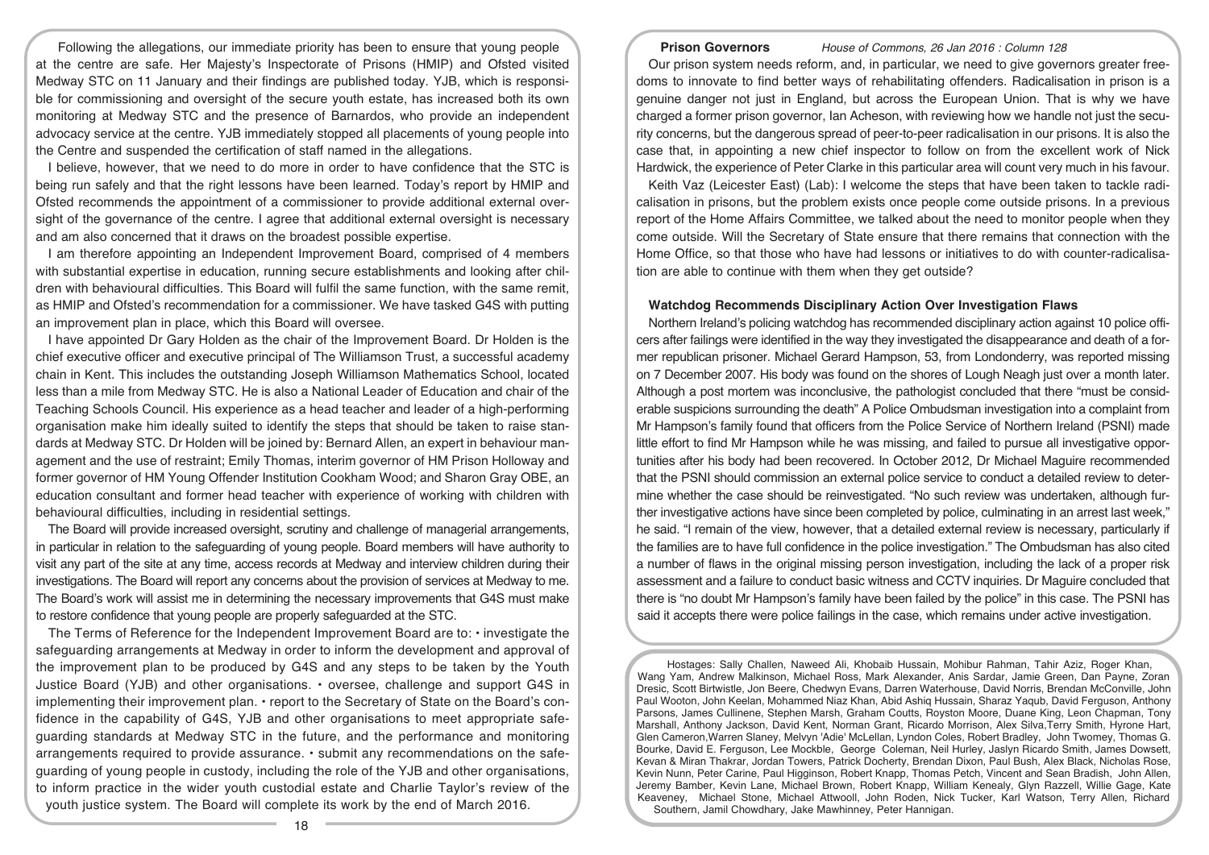Following the allegations, our immediate priority has been to ensure that young people at the centre are safe. Her Majesty's Inspectorate of Prisons (HMIP) and Ofsted visited Medway STC on 11 January and their findings are published today. YJB, which is responsible for commissioning and oversight of the secure youth estate, has increased both its own monitoring at Medway STC and the presence of Barnardos, who provide an independent advocacy service at the centre. YJB immediately stopped all placements of young people into the Centre and suspended the certification of staff named in the allegations.

I believe, however, that we need to do more in order to have confidence that the STC is being run safely and that the right lessons have been learned. Today's report by HMIP and Ofsted recommends the appointment of a commissioner to provide additional external oversight of the governance of the centre. I agree that additional external oversight is necessary and am also concerned that it draws on the broadest possible expertise.

I am therefore appointing an Independent Improvement Board, comprised of 4 members with substantial expertise in education, running secure establishments and looking after children with behavioural difficulties. This Board will fulfil the same function, with the same remit, as HMIP and Ofsted's recommendation for a commissioner. We have tasked G4S with putting an improvement plan in place, which this Board will oversee.

I have appointed Dr Gary Holden as the chair of the Improvement Board. Dr Holden is the chief executive officer and executive principal of The Williamson Trust, a successful academy chain in Kent. This includes the outstanding Joseph Williamson Mathematics School, located less than a mile from Medway STC. He is also a National Leader of Education and chair of the Teaching Schools Council. His experience as a head teacher and leader of a high-performing organisation make him ideally suited to identify the steps that should be taken to raise standards at Medway STC. Dr Holden will be joined by: Bernard Allen, an expert in behaviour management and the use of restraint; Emily Thomas, interim governor of HM Prison Holloway and former governor of HM Young Offender Institution Cookham Wood; and Sharon Gray OBE, an education consultant and former head teacher with experience of working with children with behavioural difficulties, including in residential settings.

The Board will provide increased oversight, scrutiny and challenge of managerial arrangements, in particular in relation to the safeguarding of young people. Board members will have authority to visit any part of the site at any time, access records at Medway and interview children during their investigations. The Board will report any concerns about the provision of services at Medway to me. The Board's work will assist me in determining the necessary improvements that G4S must make to restore confidence that young people are properly safeguarded at the STC.

The Terms of Reference for the Independent Improvement Board are to:
- investigate the safeguarding arrangements at Medway in order to inform the development and approval of the improvement plan to be produced by G4S and any steps to be taken by the Youth Justice Board (YJB) and other organisations.
- oversee, challenge and support G4S in implementing their improvement plan.
- report to the Secretary of State on the Board's confidence in the capability of G4S, YJB and other organisations to meet appropriate safeguarding standards at Medway STC in the future, and the performance and monitoring arrangements required to provide assurance.
- submit any recommendations on the safeguarding of young people in custody, including the role of the YJB and other organisations, to inform practice in the wider youth custodial estate and Charlie Taylor's review of the youth justice system. The Board will complete its work by the end of March 2016.

### Prison Governors

*House of Commons, 26 Jan 2016 : Column 128*

Our prison system needs reform, and, in particular, we need to give governors greater freedoms to innovate to find better ways of rehabilitating offenders. Radicalisation in prison is a genuine danger not just in England, but across the European Union. That is why we have charged a former prison governor, Ian Acheson, with reviewing how we handle not just the security concerns, but the dangerous spread of peer-to-peer radicalisation in our prisons. It is also the case that, in appointing a new chief inspector to follow on from the excellent work of Nick Hardwick, the experience of Peter Clarke in this particular area will count very much in his favour.

Keith Vaz (Leicester East) (Lab): I welcome the steps that have been taken to tackle radicalisation in prisons, but the problem exists once people come outside prisons. In a previous report of the Home Affairs Committee, we talked about the need to monitor people when they come outside. Will the Secretary of State ensure that there remains that connection with the Home Office, so that those who have had lessons or initiatives to do with counter-radicalisation are able to continue with them when they get outside?

### Watchdog Recommends Disciplinary Action Over Investigation Flaws

Northern Ireland's policing watchdog has recommended disciplinary action against 10 police officers after failings were identified in the way they investigated the disappearance and death of a former republican prisoner. Michael Gerard Hampson, 53, from Londonderry, was reported missing on 7 December 2007. His body was found on the shores of Lough Neagh just over a month later. Although a post mortem was inconclusive, the pathologist concluded that there "must be considerable suspicions surrounding the death" A Police Ombudsman investigation into a complaint from Mr Hampson's family found that officers from the Police Service of Northern Ireland (PSNI) made little effort to find Mr Hampson while he was missing, and failed to pursue all investigative opportunities after his body had been recovered. In October 2012, Dr Michael Maguire recommended that the PSNI should commission an external police service to conduct a detailed review to determine whether the case should be reinvestigated. "No such review was undertaken, although further investigative actions have since been completed by police, culminating in an arrest last week," he said. "I remain of the view, however, that a detailed external review is necessary, particularly if the families are to have full confidence in the police investigation." The Ombudsman has also cited a number of flaws in the original missing person investigation, including the lack of a proper risk assessment and a failure to conduct basic witness and CCTV inquiries. Dr Maguire concluded that there is "no doubt Mr Hampson's family have been failed by the police" in this case. The PSNI has said it accepts there were police failings in the case, which remains under active investigation.

Hostages: Sally Challen, Naweed Ali, Khobaib Hussain, Mohibur Rahman, Tahir Aziz, Roger Khan, Wang Yam, Andrew Malkinson, Michael Ross, Mark Alexander, Anis Sardar, Jamie Green, Dan Payne, Zoran Dresic, Scott Birtwistle, Jon Beere, Chedwyn Evans, Darren Waterhouse, David Norris, Brendan McConville, John Paul Wooton, John Keelan, Mohammed Niaz Khan, Abid Ashiq Hussain, Sharaz Yaqub, David Ferguson, Anthony Parsons, James Cullinene, Stephen Marsh, Graham Coutts, Royston Moore, Duane King, Leon Chapman, Tony Marshall, Anthony Jackson, David Kent, Norman Grant, Ricardo Morrison, Alex Silva,Terry Smith, Hyrone Hart, Glen Cameron,Warren Slaney, Melvyn 'Adie' McLellan, Lyndon Coles, Robert Bradley, John Twomey, Thomas G. Bourke, David E. Ferguson, Lee Mockble, George Coleman, Neil Hurley, Jaslyn Ricardo Smith, James Dowsett, Kevan & Miran Thakrar, Jordan Towers, Patrick Docherty, Brendan Dixon, Paul Bush, Alex Black, Nicholas Rose, Kevin Nunn, Peter Carine, Paul Higginson, Robert Knapp, Thomas Petch, Vincent and Sean Bradish, John Allen, Jeremy Bamber, Kevin Lane, Michael Brown, Robert Knapp, William Kenealy, Glyn Razzell, Willie Gage, Kate Keaveney, Michael Stone, Michael Attwooll, John Roden, Nick Tucker, Karl Watson, Terry Allen, Richard Southern, Jamil Chowdhary, Jake Mawhinney, Peter Hannigan.